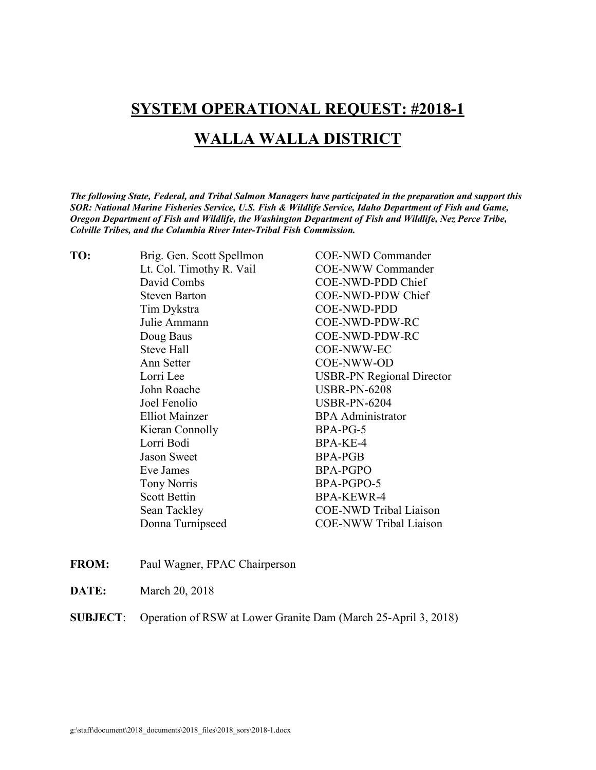# SYSTEM OPERATIONAL REQUEST: #2018-1

# WALLA WALLA DISTRICT

***The following State, Federal, and Tribal Salmon Managers have participated in the preparation and support this SOR: National Marine Fisheries Service, U.S. Fish & Wildlife Service, Idaho Department of Fish and Game, Oregon Department of Fish and Wildlife, the Washington Department of Fish and Wildlife, Nez Perce Tribe, Colville Tribes, and the Columbia River Inter-Tribal Fish Commission.***

**TO:**

| Name | Title |
|---|---|
| Brig. Gen. Scott Spellmon | COE-NWD Commander |
| Lt. Col. Timothy R. Vail | COE-NWW Commander |
| David Combs | COE-NWD-PDD Chief |
| Steven Barton | COE-NWD-PDW Chief |
| Tim Dykstra | COE-NWD-PDD |
| Julie Ammann | COE-NWD-PDW-RC |
| Doug Baus | COE-NWD-PDW-RC |
| Steve Hall | COE-NWW-EC |
| Ann Setter | COE-NWW-OD |
| Lorri Lee | USBR-PN Regional Director |
| John Roache | USBR-PN-6208 |
| Joel Fenolio | USBR-PN-6204 |
| Elliot Mainzer | BPA Administrator |
| Kieran Connolly | BPA-PG-5 |
| Lorri Bodi | BPA-KE-4 |
| Jason Sweet | BPA-PGB |
| Eve James | BPA-PGPO |
| Tony Norris | BPA-PGPO-5 |
| Scott Bettin | BPA-KEWR-4 |
| Sean Tackley | COE-NWD Tribal Liaison |
| Donna Turnipseed | COE-NWW Tribal Liaison |

**FROM:** Paul Wagner, FPAC Chairperson

**DATE:** March 20, 2018

**SUBJECT**: Operation of RSW at Lower Granite Dam (March 25-April 3, 2018)

g:\staff\document\2018_documents\2018_files\2018_sors\2018-1.docx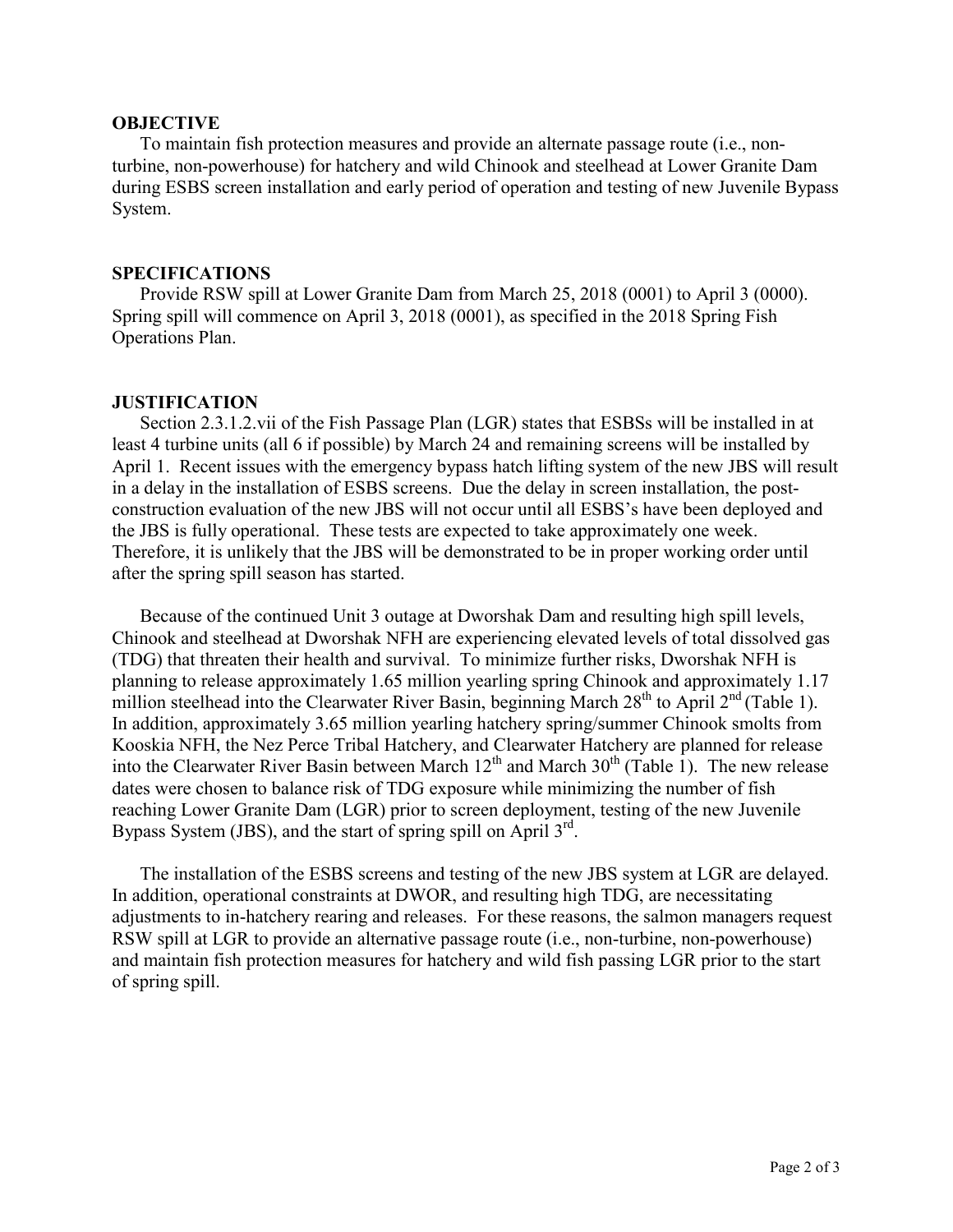## OBJECTIVE

To maintain fish protection measures and provide an alternate passage route (i.e., non-turbine, non-powerhouse) for hatchery and wild Chinook and steelhead at Lower Granite Dam during ESBS screen installation and early period of operation and testing of new Juvenile Bypass System.

## SPECIFICATIONS

Provide RSW spill at Lower Granite Dam from March 25, 2018 (0001) to April 3 (0000). Spring spill will commence on April 3, 2018 (0001), as specified in the 2018 Spring Fish Operations Plan.

## JUSTIFICATION

Section 2.3.1.2.vii of the Fish Passage Plan (LGR) states that ESBSs will be installed in at least 4 turbine units (all 6 if possible) by March 24 and remaining screens will be installed by April 1. Recent issues with the emergency bypass hatch lifting system of the new JBS will result in a delay in the installation of ESBS screens. Due the delay in screen installation, the post-construction evaluation of the new JBS will not occur until all ESBS's have been deployed and the JBS is fully operational. These tests are expected to take approximately one week. Therefore, it is unlikely that the JBS will be demonstrated to be in proper working order until after the spring spill season has started.

Because of the continued Unit 3 outage at Dworshak Dam and resulting high spill levels, Chinook and steelhead at Dworshak NFH are experiencing elevated levels of total dissolved gas (TDG) that threaten their health and survival. To minimize further risks, Dworshak NFH is planning to release approximately 1.65 million yearling spring Chinook and approximately 1.17 million steelhead into the Clearwater River Basin, beginning March 28th to April 2nd (Table 1). In addition, approximately 3.65 million yearling hatchery spring/summer Chinook smolts from Kooskia NFH, the Nez Perce Tribal Hatchery, and Clearwater Hatchery are planned for release into the Clearwater River Basin between March 12th and March 30th (Table 1). The new release dates were chosen to balance risk of TDG exposure while minimizing the number of fish reaching Lower Granite Dam (LGR) prior to screen deployment, testing of the new Juvenile Bypass System (JBS), and the start of spring spill on April 3rd.

The installation of the ESBS screens and testing of the new JBS system at LGR are delayed. In addition, operational constraints at DWOR, and resulting high TDG, are necessitating adjustments to in-hatchery rearing and releases. For these reasons, the salmon managers request RSW spill at LGR to provide an alternative passage route (i.e., non-turbine, non-powerhouse) and maintain fish protection measures for hatchery and wild fish passing LGR prior to the start of spring spill.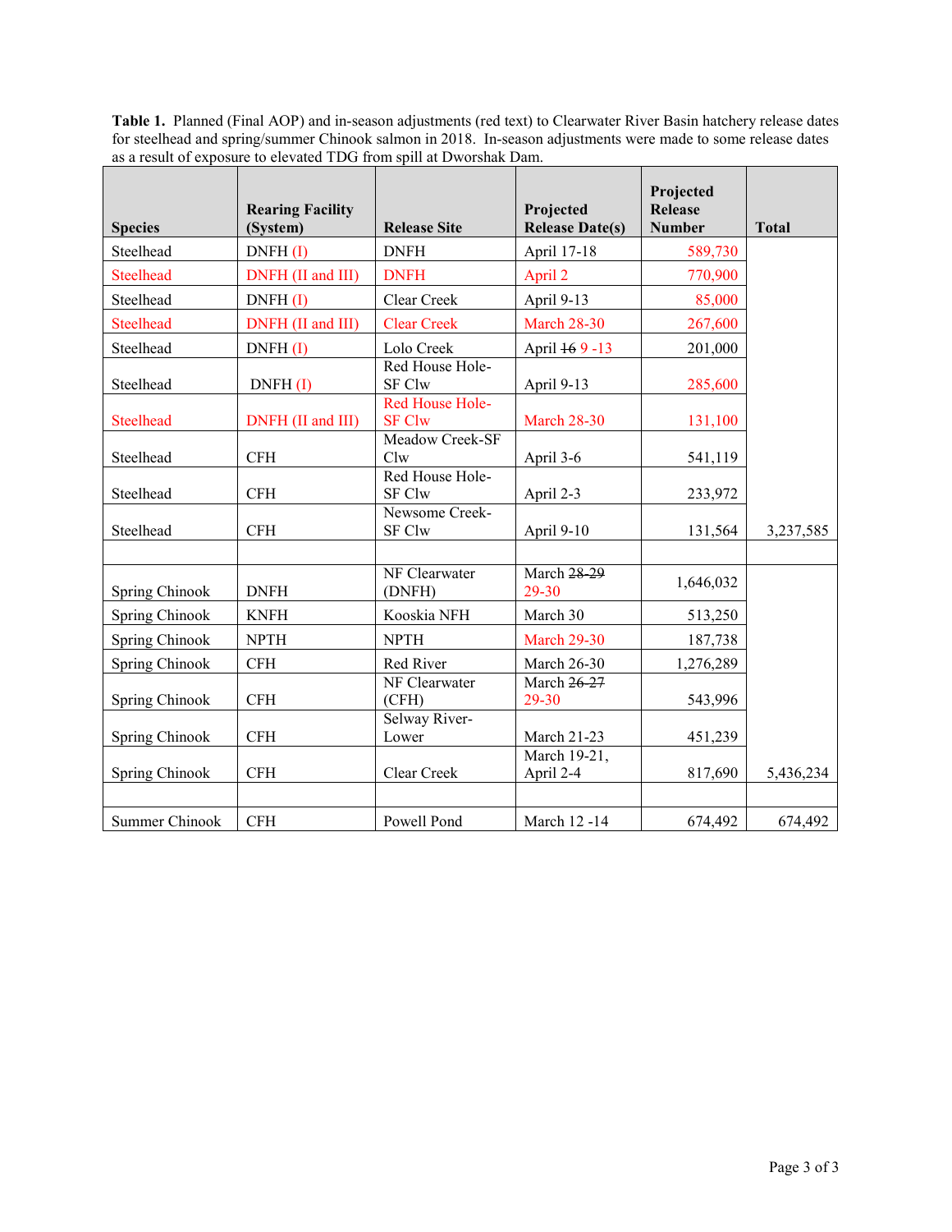**Table 1.** Planned (Final AOP) and in-season adjustments (red text) to Clearwater River Basin hatchery release dates for steelhead and spring/summer Chinook salmon in 2018. In-season adjustments were made to some release dates as a result of exposure to elevated TDG from spill at Dworshak Dam.

| Species | Rearing Facility (System) | Release Site | Projected Release Date(s) | Projected Release Number | Total |
|---|---|---|---|---|---|
| Steelhead | DNFH (I) | DNFH | April 17-18 | 589,730 | |
| Steelhead | DNFH (II and III) | DNFH | April 2 | 770,900 | |
| Steelhead | DNFH (I) | Clear Creek | April 9-13 | 85,000 | |
| Steelhead | DNFH (II and III) | Clear Creek | March 28-30 | 267,600 | |
| Steelhead | DNFH (I) | Lolo Creek | April ~~16~~ 9 -13 | 201,000 | |
| Steelhead | DNFH (I) | Red House Hole-SF Clw | April 9-13 | 285,600 | |
| Steelhead | DNFH (II and III) | Red House Hole-SF Clw | March 28-30 | 131,100 | |
| Steelhead | CFH | Meadow Creek-SF Clw | April 3-6 | 541,119 | |
| Steelhead | CFH | Red House Hole-SF Clw | April 2-3 | 233,972 | |
| Steelhead | CFH | Newsome Creek-SF Clw | April 9-10 | 131,564 | 3,237,585 |
| | | | | | |
| Spring Chinook | DNFH | NF Clearwater (DNFH) | March ~~28-29~~ 29-30 | 1,646,032 | |
| Spring Chinook | KNFH | Kooskia NFH | March 30 | 513,250 | |
| Spring Chinook | NPTH | NPTH | March 29-30 | 187,738 | |
| Spring Chinook | CFH | Red River | March 26-30 | 1,276,289 | |
| Spring Chinook | CFH | NF Clearwater (CFH) | March ~~26-27~~ 29-30 | 543,996 | |
| Spring Chinook | CFH | Selway River-Lower | March 21-23 | 451,239 | |
| Spring Chinook | CFH | Clear Creek | March 19-21, April 2-4 | 817,690 | 5,436,234 |
| | | | | | |
| Summer Chinook | CFH | Powell Pond | March 12 -14 | 674,492 | 674,492 |